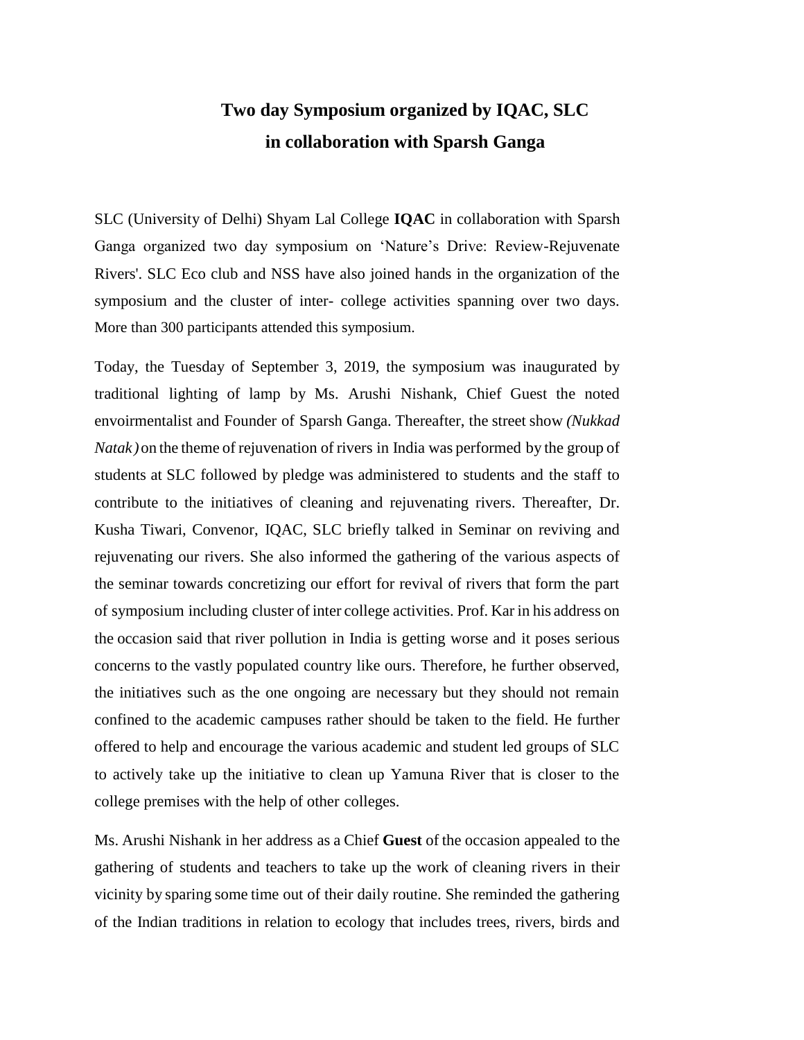# Two day Symposium organized by IQAC, SLC in collaboration with Sparsh Ganga

SLC (University of Delhi) Shyam Lal College **IQAC** in collaboration with Sparsh Ganga organized two day symposium on 'Nature's Drive: Review-Rejuvenate Rivers'. SLC Eco club and NSS have also joined hands in the organization of the symposium and the cluster of inter- college activities spanning over two days. More than 300 participants attended this symposium.

Today, the Tuesday of September 3, 2019, the symposium was inaugurated by traditional lighting of lamp by Ms. Arushi Nishank, Chief Guest the noted envoirmentalist and Founder of Sparsh Ganga. Thereafter, the street show *(Nukkad Natak)* on the theme of rejuvenation of rivers in India was performed by the group of students at SLC followed by pledge was administered to students and the staff to contribute to the initiatives of cleaning and rejuvenating rivers. Thereafter, Dr. Kusha Tiwari, Convenor, IQAC, SLC briefly talked in Seminar on reviving and rejuvenating our rivers. She also informed the gathering of the various aspects of the seminar towards concretizing our effort for revival of rivers that form the part of symposium including cluster of inter college activities. Prof. Kar in his address on the occasion said that river pollution in India is getting worse and it poses serious concerns to the vastly populated country like ours. Therefore, he further observed, the initiatives such as the one ongoing are necessary but they should not remain confined to the academic campuses rather should be taken to the field. He further offered to help and encourage the various academic and student led groups of SLC to actively take up the initiative to clean up Yamuna River that is closer to the college premises with the help of other colleges.

Ms. Arushi Nishank in her address as a Chief **Guest** of the occasion appealed to the gathering of students and teachers to take up the work of cleaning rivers in their vicinity by sparing some time out of their daily routine. She reminded the gathering of the Indian traditions in relation to ecology that includes trees, rivers, birds and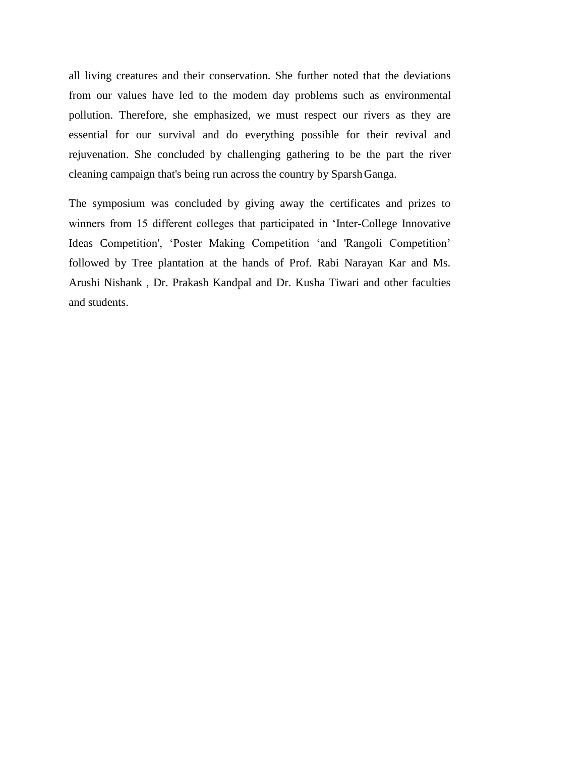all living creatures and their conservation. She further noted that the deviations from our values have led to the modem day problems such as environmental pollution. Therefore, she emphasized, we must respect our rivers as they are essential for our survival and do everything possible for their revival and rejuvenation. She concluded by challenging gathering to be the part the river cleaning campaign that's being run across the country by Sparsh Ganga.

The symposium was concluded by giving away the certificates and prizes to winners from 15 different colleges that participated in 'Inter-College Innovative Ideas Competition', 'Poster Making Competition 'and 'Rangoli Competition' followed by Tree plantation at the hands of Prof. Rabi Narayan Kar and Ms. Arushi Nishank , Dr. Prakash Kandpal and Dr. Kusha Tiwari and other faculties and students.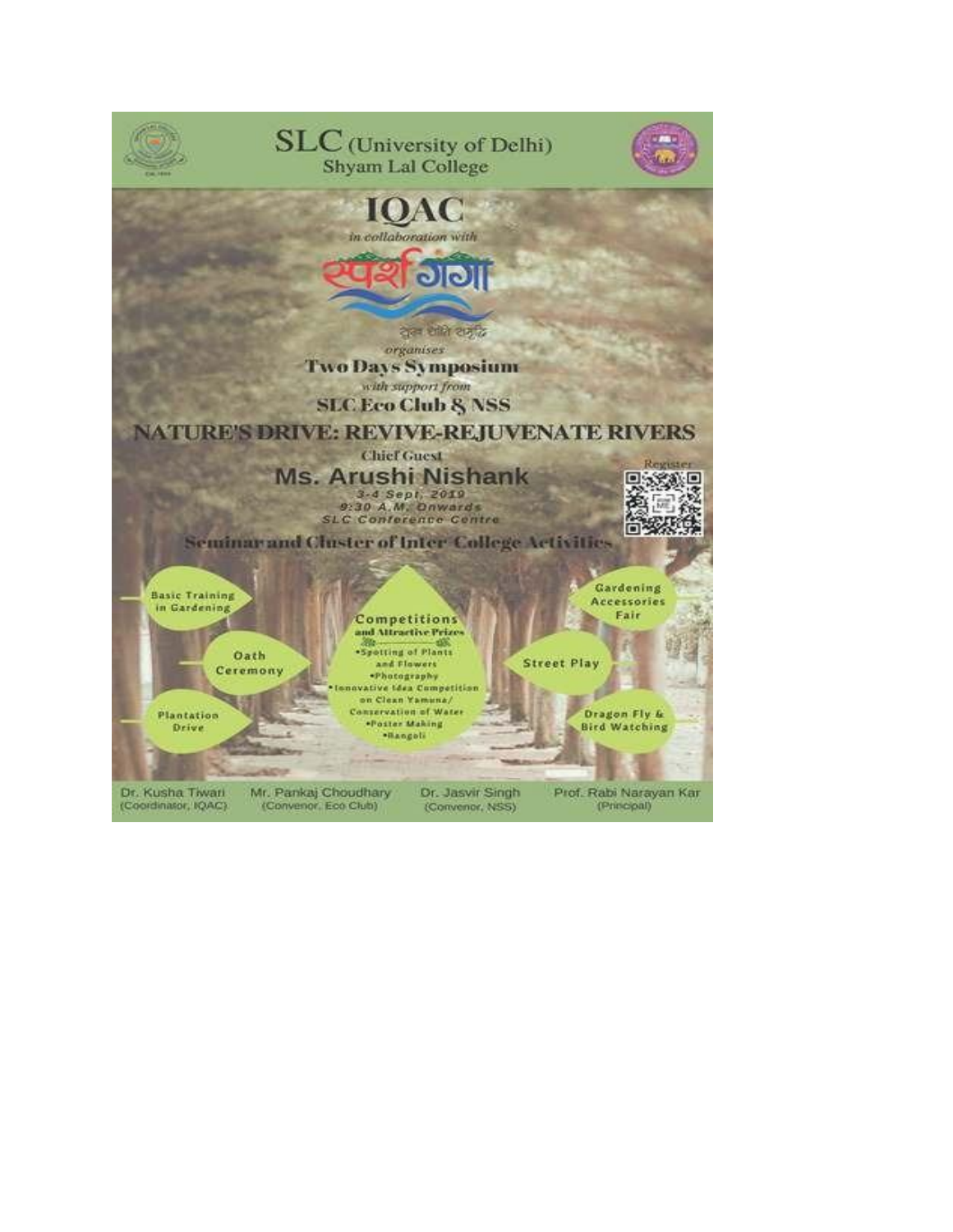# SLC (University of Delhi)

## Shyam Lal College

# IQAC

*in collaboration with*

स्पर्श गंगा

*organises*

**Two Days Symposium**

*with support from*

**SLC Eco Club & NSS**

## NATURE'S DRIVE: REVIVE-REJUVENATE RIVERS

Chief Guest

**Ms. Arushi Nishank**

3-4 Sept, 2019
9:30 A.M. Onwards
SLC Conference Centre

Register

**Seminar and Cluster of Inter College Activities**

- Basic Training in Gardening
- Oath Ceremony
- Plantation Drive
- Competitions and Attractive Prizes
  - Spotting of Plants and Flowers
  - Photography
  - Innovative Idea Competition on Clean Yamuna/ Conservation of Water
  - Poster Making
  - Rangoli
- Gardening Accessories Fair
- Street Play
- Dragon Fly & Bird Watching

Dr. Kusha Tiwari (Coordinator, IQAC) | Mr. Pankaj Choudhary (Convenor, Eco Club) | Dr. Jasvir Singh (Convenor, NSS) | Prof. Rabi Narayan Kar (Principal)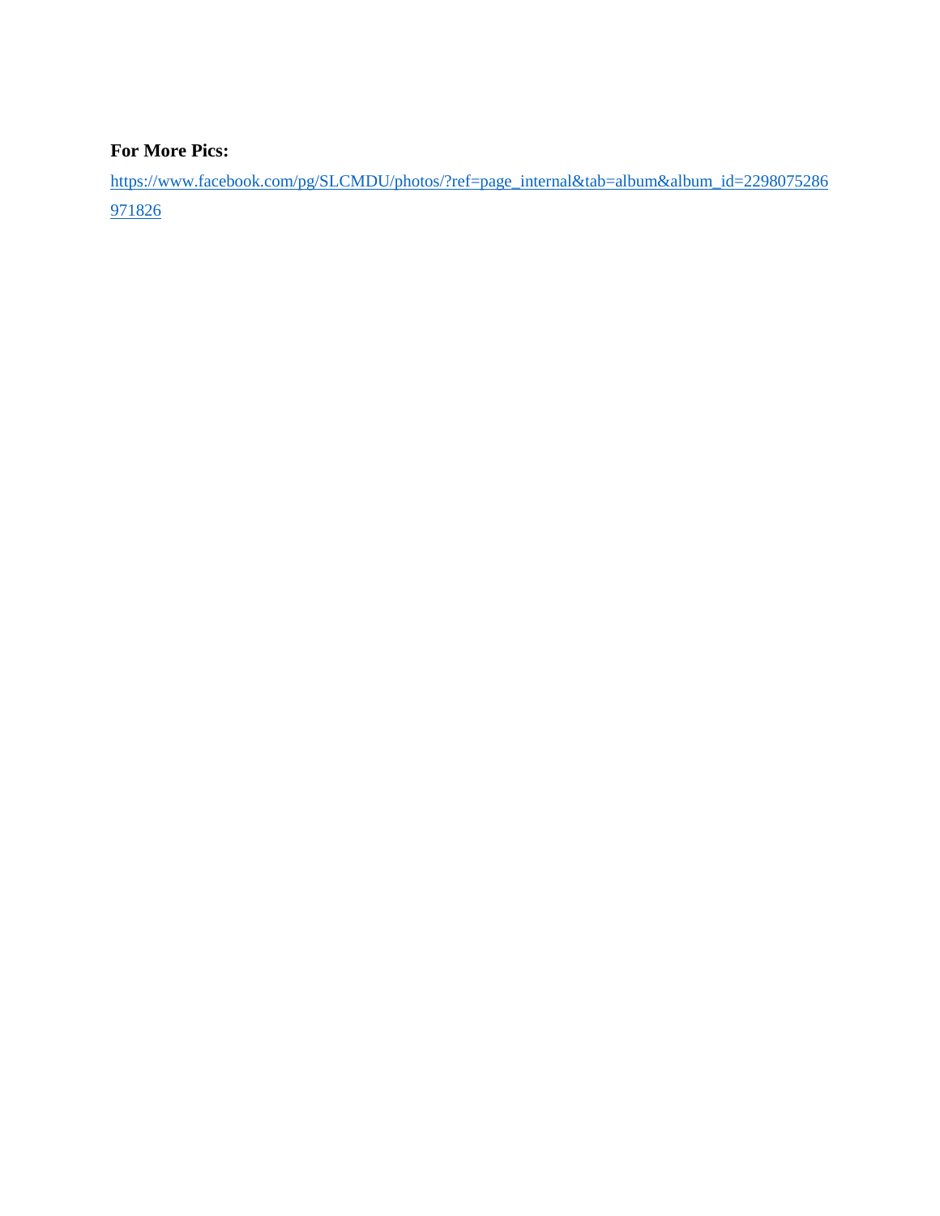**For More Pics:**

https://www.facebook.com/pg/SLCMDU/photos/?ref=page_internal&tab=album&album_id=2298075286971826